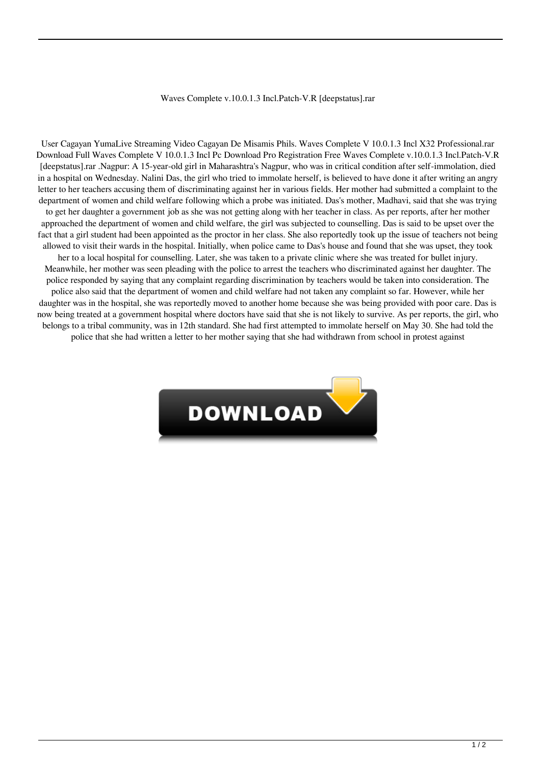Waves Complete v.10.0.1.3 Incl.Patch-V.R [deepstatus].rar

User Cagayan YumaLive Streaming Video Cagayan De Misamis Phils. Waves Complete V 10.0.1.3 Incl X32 Professional.rar Download Full Waves Complete V 10.0.1.3 Incl Pc Download Pro Registration Free Waves Complete v.10.0.1.3 Incl.Patch-V.R [deepstatus].rar .Nagpur: A 15-year-old girl in Maharashtra's Nagpur, who was in critical condition after self-immolation, died in a hospital on Wednesday. Nalini Das, the girl who tried to immolate herself, is believed to have done it after writing an angry letter to her teachers accusing them of discriminating against her in various fields. Her mother had submitted a complaint to the department of women and child welfare following which a probe was initiated. Das's mother, Madhavi, said that she was trying to get her daughter a government job as she was not getting along with her teacher in class. As per reports, after her mother approached the department of women and child welfare, the girl was subjected to counselling. Das is said to be upset over the fact that a girl student had been appointed as the proctor in her class. She also reportedly took up the issue of teachers not being allowed to visit their wards in the hospital. Initially, when police came to Das's house and found that she was upset, they took her to a local hospital for counselling. Later, she was taken to a private clinic where she was treated for bullet injury. Meanwhile, her mother was seen pleading with the police to arrest the teachers who discriminated against her daughter. The police responded by saying that any complaint regarding discrimination by teachers would be taken into consideration. The police also said that the department of women and child welfare had not taken any complaint so far. However, while her daughter was in the hospital, she was reportedly moved to another home because she was being provided with poor care. Das is now being treated at a government hospital where doctors have said that she is not likely to survive. As per reports, the girl, who belongs to a tribal community, was in 12th standard. She had first attempted to immolate herself on May 30. She had told the police that she had written a letter to her mother saying that she had withdrawn from school in protest against

DOWNLOAD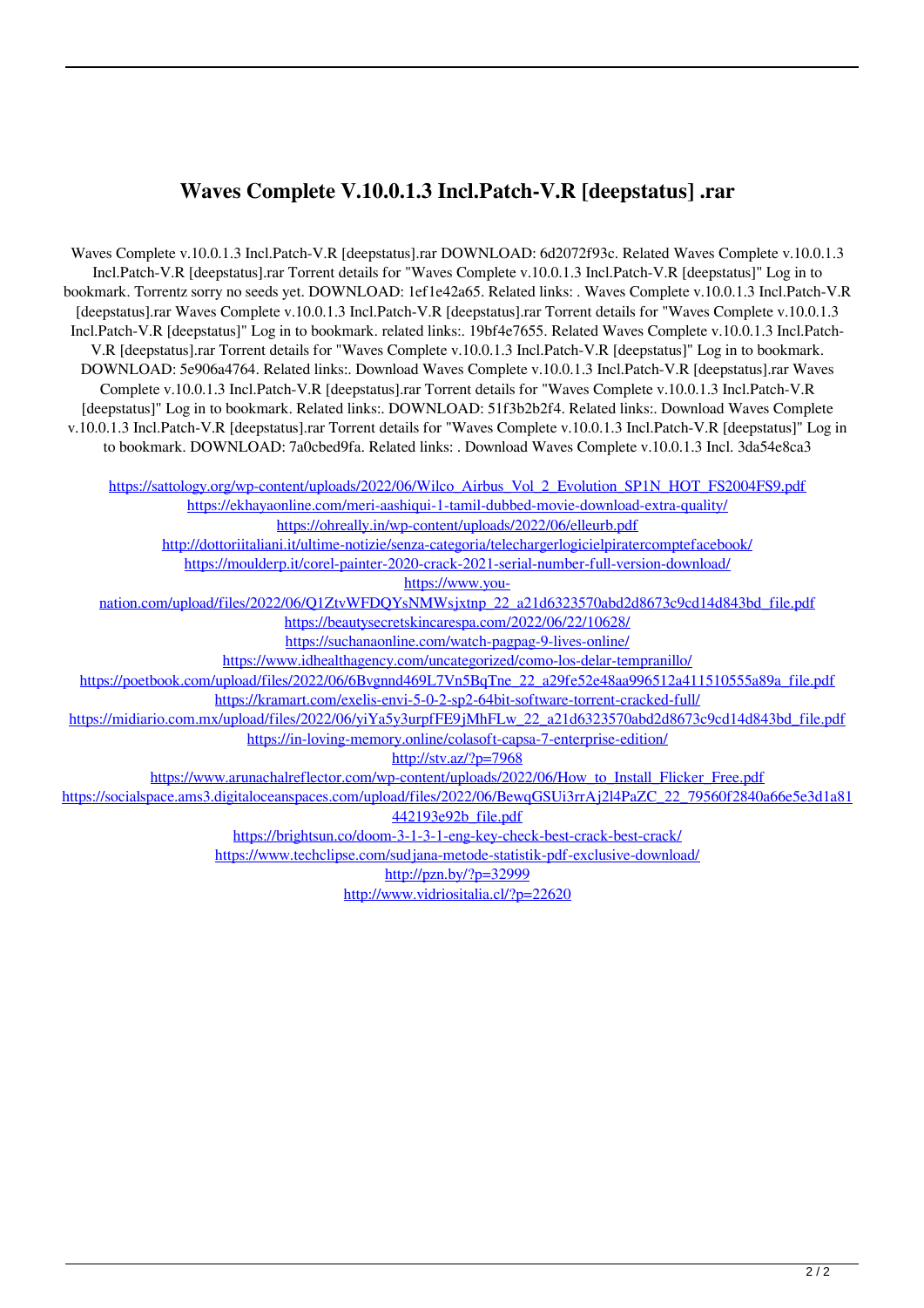# Waves Complete V.10.0.1.3 Incl.Patch-V.R [deepstatus] .rar

Waves Complete v.10.0.1.3 Incl.Patch-V.R [deepstatus].rar DOWNLOAD: 6d2072f93c. Related Waves Complete v.10.0.1.3 Incl.Patch-V.R [deepstatus].rar Torrent details for "Waves Complete v.10.0.1.3 Incl.Patch-V.R [deepstatus]" Log in to bookmark. Torrentz sorry no seeds yet. DOWNLOAD: 1ef1e42a65. Related links: . Waves Complete v.10.0.1.3 Incl.Patch-V.R [deepstatus].rar Waves Complete v.10.0.1.3 Incl.Patch-V.R [deepstatus].rar Torrent details for "Waves Complete v.10.0.1.3 Incl.Patch-V.R [deepstatus]" Log in to bookmark. related links:. 19bf4e7655. Related Waves Complete v.10.0.1.3 Incl.Patch-V.R [deepstatus].rar Torrent details for "Waves Complete v.10.0.1.3 Incl.Patch-V.R [deepstatus]" Log in to bookmark. DOWNLOAD: 5e906a4764. Related links:. Download Waves Complete v.10.0.1.3 Incl.Patch-V.R [deepstatus].rar Waves Complete v.10.0.1.3 Incl.Patch-V.R [deepstatus].rar Torrent details for "Waves Complete v.10.0.1.3 Incl.Patch-V.R [deepstatus]" Log in to bookmark. Related links:. DOWNLOAD: 51f3b2b2f4. Related links:. Download Waves Complete v.10.0.1.3 Incl.Patch-V.R [deepstatus].rar Torrent details for "Waves Complete v.10.0.1.3 Incl.Patch-V.R [deepstatus]" Log in to bookmark. DOWNLOAD: 7a0cbed9fa. Related links: . Download Waves Complete v.10.0.1.3 Incl. 3da54e8ca3

https://sattology.org/wp-content/uploads/2022/06/Wilco_Airbus_Vol_2_Evolution_SP1N_HOT_FS2004FS9.pdf
https://ekhayaonline.com/meri-aashiqui-1-tamil-dubbed-movie-download-extra-quality/
https://ohreally.in/wp-content/uploads/2022/06/elleurb.pdf
http://dottoriitaliani.it/ultime-notizie/senza-categoria/telechargerlogicielpiratercomptefacebook/
https://moulderp.it/corel-painter-2020-crack-2021-serial-number-full-version-download/
https://www.you-nation.com/upload/files/2022/06/Q1ZtvWFDQYsNMWsjxtnp_22_a21d6323570abd2d8673c9cd14d843bd_file.pdf
https://beautysecretskincarespa.com/2022/06/22/10628/
https://suchanaonline.com/watch-pagpag-9-lives-online/
https://www.idhealthagency.com/uncategorized/como-los-delar-tempranillo/
https://poetbook.com/upload/files/2022/06/6Bvgnnd469L7Vn5BqTne_22_a29fe52e48aa996512a411510555a89a_file.pdf
https://kramart.com/exelis-envi-5-0-2-sp2-64bit-software-torrent-cracked-full/
https://midiario.com.mx/upload/files/2022/06/yiYa5y3urpfFE9jMhFLw_22_a21d6323570abd2d8673c9cd14d843bd_file.pdf
https://in-loving-memory.online/colasoft-capsa-7-enterprise-edition/
http://stv.az/?p=7968
https://www.arunachalreflector.com/wp-content/uploads/2022/06/How_to_Install_Flicker_Free.pdf
https://socialspace.ams3.digitaloceanspaces.com/upload/files/2022/06/BewqGSUi3rrAj2l4PaZC_22_79560f2840a66e5e3d1a81442193e92b_file.pdf
https://brightsun.co/doom-3-1-3-1-eng-key-check-best-crack-best-crack/
https://www.techclipse.com/sudjana-metode-statistik-pdf-exclusive-download/
http://pzn.by/?p=32999
http://www.vidriositalia.cl/?p=22620